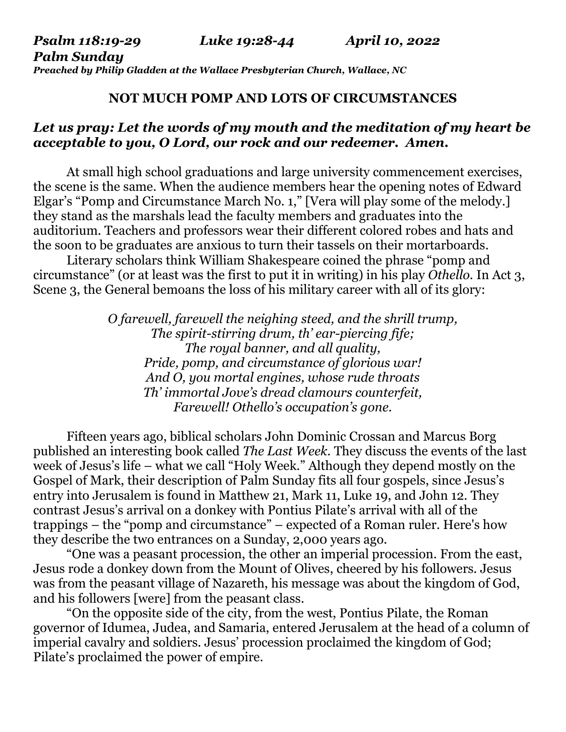***Psalm 118:19-29 Luke 19:28-44 April 10, 2022***
***Palm Sunday***
***Preached by Philip Gladden at the Wallace Presbyterian Church, Wallace, NC***

## NOT MUCH POMP AND LOTS OF CIRCUMSTANCES

***Let us pray: Let the words of my mouth and the meditation of my heart be acceptable to you, O Lord, our rock and our redeemer. Amen.***

At small high school graduations and large university commencement exercises, the scene is the same. When the audience members hear the opening notes of Edward Elgar's "Pomp and Circumstance March No. 1," [Vera will play some of the melody.] they stand as the marshals lead the faculty members and graduates into the auditorium. Teachers and professors wear their different colored robes and hats and the soon to be graduates are anxious to turn their tassels on their mortarboards.

Literary scholars think William Shakespeare coined the phrase "pomp and circumstance" (or at least was the first to put it in writing) in his play *Othello*. In Act 3, Scene 3, the General bemoans the loss of his military career with all of its glory:

> *O farewell, farewell the neighing steed, and the shrill trump,*
> *The spirit-stirring drum, th' ear-piercing fife;*
> *The royal banner, and all quality,*
> *Pride, pomp, and circumstance of glorious war!*
> *And O, you mortal engines, whose rude throats*
> *Th' immortal Jove's dread clamours counterfeit,*
> *Farewell! Othello's occupation's gone.*

Fifteen years ago, biblical scholars John Dominic Crossan and Marcus Borg published an interesting book called *The Last Week*. They discuss the events of the last week of Jesus's life – what we call "Holy Week." Although they depend mostly on the Gospel of Mark, their description of Palm Sunday fits all four gospels, since Jesus's entry into Jerusalem is found in Matthew 21, Mark 11, Luke 19, and John 12. They contrast Jesus's arrival on a donkey with Pontius Pilate's arrival with all of the trappings – the "pomp and circumstance" – expected of a Roman ruler. Here's how they describe the two entrances on a Sunday, 2,000 years ago.

"One was a peasant procession, the other an imperial procession. From the east, Jesus rode a donkey down from the Mount of Olives, cheered by his followers. Jesus was from the peasant village of Nazareth, his message was about the kingdom of God, and his followers [were] from the peasant class.

"On the opposite side of the city, from the west, Pontius Pilate, the Roman governor of Idumea, Judea, and Samaria, entered Jerusalem at the head of a column of imperial cavalry and soldiers. Jesus' procession proclaimed the kingdom of God; Pilate's proclaimed the power of empire.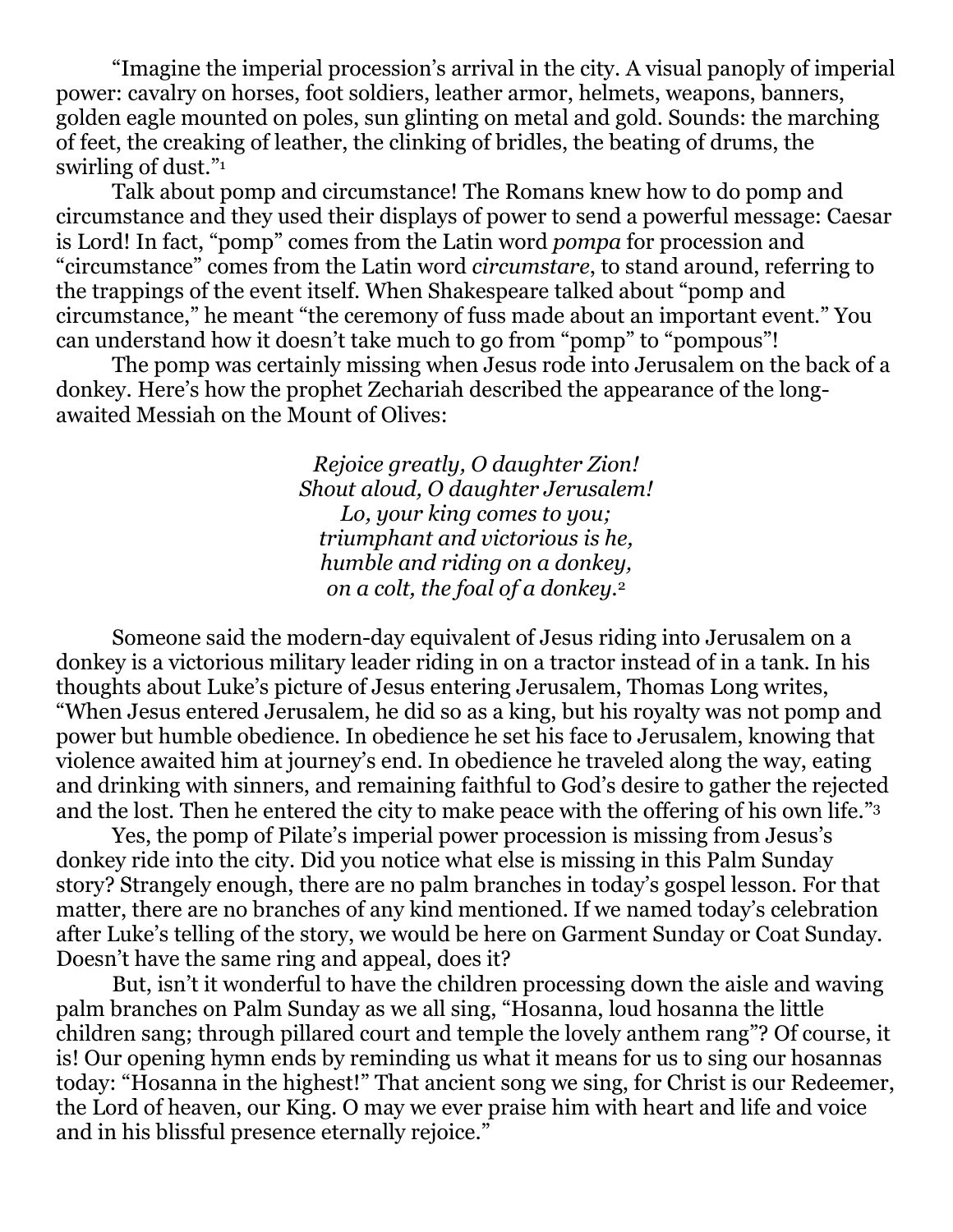"Imagine the imperial procession's arrival in the city. A visual panoply of imperial power: cavalry on horses, foot soldiers, leather armor, helmets, weapons, banners, golden eagle mounted on poles, sun glinting on metal and gold. Sounds: the marching of feet, the creaking of leather, the clinking of bridles, the beating of drums, the swirling of dust."[1]

Talk about pomp and circumstance! The Romans knew how to do pomp and circumstance and they used their displays of power to send a powerful message: Caesar is Lord! In fact, "pomp" comes from the Latin word *pompa* for procession and "circumstance" comes from the Latin word *circumstare*, to stand around, referring to the trappings of the event itself. When Shakespeare talked about "pomp and circumstance," he meant "the ceremony of fuss made about an important event." You can understand how it doesn't take much to go from "pomp" to "pompous"!

The pomp was certainly missing when Jesus rode into Jerusalem on the back of a donkey. Here's how the prophet Zechariah described the appearance of the long-awaited Messiah on the Mount of Olives:

*Rejoice greatly, O daughter Zion!*
*Shout aloud, O daughter Jerusalem!*
*Lo, your king comes to you;*
*triumphant and victorious is he,*
*humble and riding on a donkey,*
*on a colt, the foal of a donkey.*[2]

Someone said the modern-day equivalent of Jesus riding into Jerusalem on a donkey is a victorious military leader riding in on a tractor instead of in a tank. In his thoughts about Luke's picture of Jesus entering Jerusalem, Thomas Long writes, "When Jesus entered Jerusalem, he did so as a king, but his royalty was not pomp and power but humble obedience. In obedience he set his face to Jerusalem, knowing that violence awaited him at journey's end. In obedience he traveled along the way, eating and drinking with sinners, and remaining faithful to God's desire to gather the rejected and the lost. Then he entered the city to make peace with the offering of his own life."[3]

Yes, the pomp of Pilate's imperial power procession is missing from Jesus's donkey ride into the city. Did you notice what else is missing in this Palm Sunday story? Strangely enough, there are no palm branches in today's gospel lesson. For that matter, there are no branches of any kind mentioned. If we named today's celebration after Luke's telling of the story, we would be here on Garment Sunday or Coat Sunday. Doesn't have the same ring and appeal, does it?

But, isn't it wonderful to have the children processing down the aisle and waving palm branches on Palm Sunday as we all sing, "Hosanna, loud hosanna the little children sang; through pillared court and temple the lovely anthem rang"? Of course, it is! Our opening hymn ends by reminding us what it means for us to sing our hosannas today: "Hosanna in the highest!" That ancient song we sing, for Christ is our Redeemer, the Lord of heaven, our King. O may we ever praise him with heart and life and voice and in his blissful presence eternally rejoice."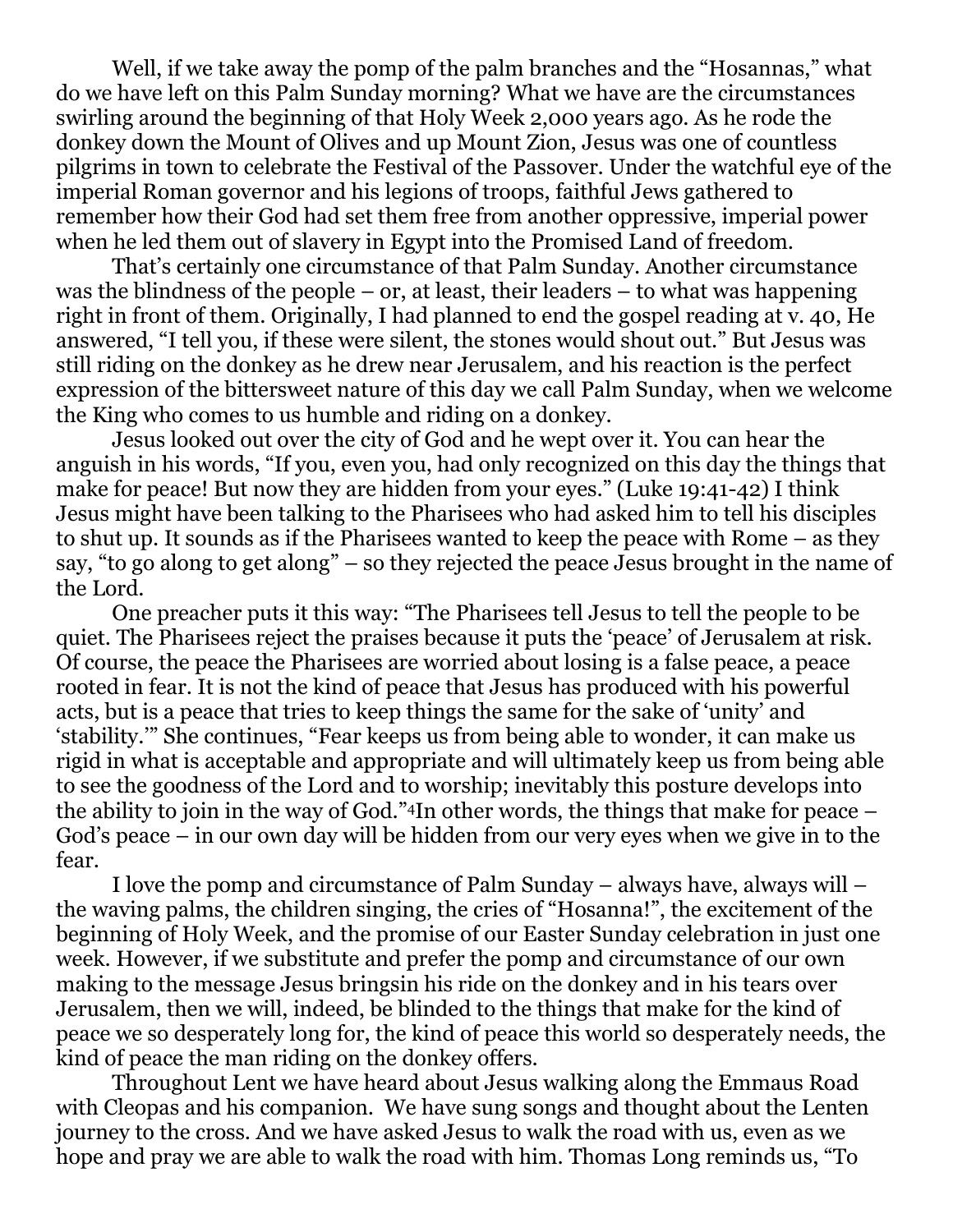Well, if we take away the pomp of the palm branches and the "Hosannas," what do we have left on this Palm Sunday morning? What we have are the circumstances swirling around the beginning of that Holy Week 2,000 years ago. As he rode the donkey down the Mount of Olives and up Mount Zion, Jesus was one of countless pilgrims in town to celebrate the Festival of the Passover. Under the watchful eye of the imperial Roman governor and his legions of troops, faithful Jews gathered to remember how their God had set them free from another oppressive, imperial power when he led them out of slavery in Egypt into the Promised Land of freedom.

That's certainly one circumstance of that Palm Sunday. Another circumstance was the blindness of the people – or, at least, their leaders – to what was happening right in front of them. Originally, I had planned to end the gospel reading at v. 40, He answered, "I tell you, if these were silent, the stones would shout out." But Jesus was still riding on the donkey as he drew near Jerusalem, and his reaction is the perfect expression of the bittersweet nature of this day we call Palm Sunday, when we welcome the King who comes to us humble and riding on a donkey.

Jesus looked out over the city of God and he wept over it. You can hear the anguish in his words, "If you, even you, had only recognized on this day the things that make for peace! But now they are hidden from your eyes." (Luke 19:41-42) I think Jesus might have been talking to the Pharisees who had asked him to tell his disciples to shut up. It sounds as if the Pharisees wanted to keep the peace with Rome – as they say, "to go along to get along" – so they rejected the peace Jesus brought in the name of the Lord.

One preacher puts it this way: "The Pharisees tell Jesus to tell the people to be quiet. The Pharisees reject the praises because it puts the 'peace' of Jerusalem at risk. Of course, the peace the Pharisees are worried about losing is a false peace, a peace rooted in fear. It is not the kind of peace that Jesus has produced with his powerful acts, but is a peace that tries to keep things the same for the sake of 'unity' and 'stability.'" She continues, "Fear keeps us from being able to wonder, it can make us rigid in what is acceptable and appropriate and will ultimately keep us from being able to see the goodness of the Lord and to worship; inevitably this posture develops into the ability to join in the way of God."[4] In other words, the things that make for peace – God's peace – in our own day will be hidden from our very eyes when we give in to the fear.

I love the pomp and circumstance of Palm Sunday – always have, always will – the waving palms, the children singing, the cries of "Hosanna!", the excitement of the beginning of Holy Week, and the promise of our Easter Sunday celebration in just one week. However, if we substitute and prefer the pomp and circumstance of our own making to the message Jesus bringsin his ride on the donkey and in his tears over Jerusalem, then we will, indeed, be blinded to the things that make for the kind of peace we so desperately long for, the kind of peace this world so desperately needs, the kind of peace the man riding on the donkey offers.

Throughout Lent we have heard about Jesus walking along the Emmaus Road with Cleopas and his companion. We have sung songs and thought about the Lenten journey to the cross. And we have asked Jesus to walk the road with us, even as we hope and pray we are able to walk the road with him. Thomas Long reminds us, "To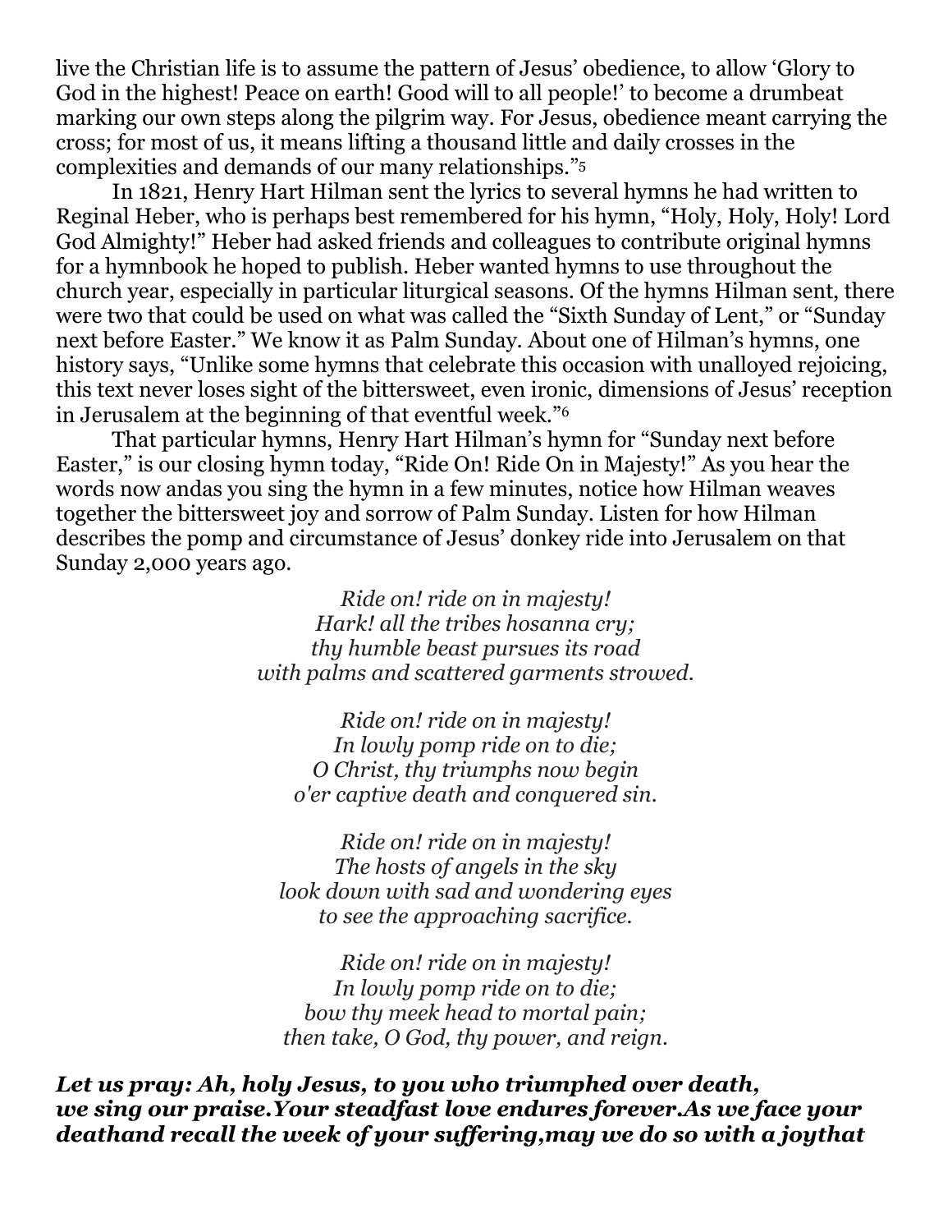live the Christian life is to assume the pattern of Jesus' obedience, to allow 'Glory to God in the highest! Peace on earth! Good will to all people!' to become a drumbeat marking our own steps along the pilgrim way. For Jesus, obedience meant carrying the cross; for most of us, it means lifting a thousand little and daily crosses in the complexities and demands of our many relationships."[5]

In 1821, Henry Hart Hilman sent the lyrics to several hymns he had written to Reginal Heber, who is perhaps best remembered for his hymn, "Holy, Holy, Holy! Lord God Almighty!" Heber had asked friends and colleagues to contribute original hymns for a hymnbook he hoped to publish. Heber wanted hymns to use throughout the church year, especially in particular liturgical seasons. Of the hymns Hilman sent, there were two that could be used on what was called the "Sixth Sunday of Lent," or "Sunday next before Easter." We know it as Palm Sunday. About one of Hilman's hymns, one history says, "Unlike some hymns that celebrate this occasion with unalloyed rejoicing, this text never loses sight of the bittersweet, even ironic, dimensions of Jesus' reception in Jerusalem at the beginning of that eventful week."[6]

That particular hymns, Henry Hart Hilman's hymn for "Sunday next before Easter," is our closing hymn today, "Ride On! Ride On in Majesty!" As you hear the words now andas you sing the hymn in a few minutes, notice how Hilman weaves together the bittersweet joy and sorrow of Palm Sunday. Listen for how Hilman describes the pomp and circumstance of Jesus' donkey ride into Jerusalem on that Sunday 2,000 years ago.

*Ride on! ride on in majesty!*
*Hark! all the tribes hosanna cry;*
*thy humble beast pursues its road*
*with palms and scattered garments strowed.*

*Ride on! ride on in majesty!*
*In lowly pomp ride on to die;*
*O Christ, thy triumphs now begin*
*o'er captive death and conquered sin.*

*Ride on! ride on in majesty!*
*The hosts of angels in the sky*
*look down with sad and wondering eyes*
*to see the approaching sacrifice.*

*Ride on! ride on in majesty!*
*In lowly pomp ride on to die;*
*bow thy meek head to mortal pain;*
*then take, O God, thy power, and reign.*

***Let us pray: Ah, holy Jesus, to you who triumphed over death, we sing our praise.Your steadfast love endures forever.As we face your deathand recall the week of your suffering,may we do so with a joythat***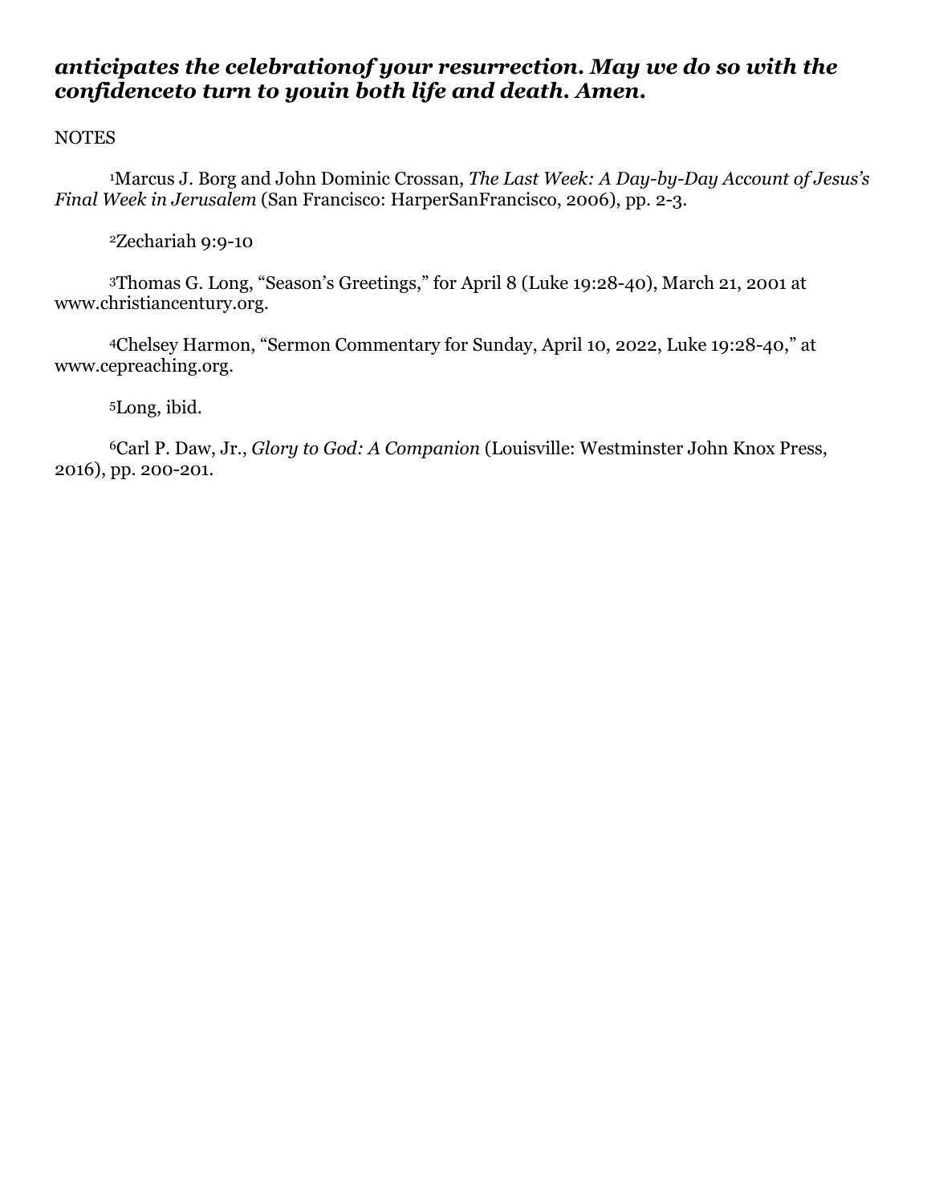***anticipates the celebrationof your resurrection. May we do so with the confidenceto turn to youin both life and death. Amen.***

NOTES

[1]Marcus J. Borg and John Dominic Crossan, *The Last Week: A Day-by-Day Account of Jesus's Final Week in Jerusalem* (San Francisco: HarperSanFrancisco, 2006), pp. 2-3.

[2]Zechariah 9:9-10

[3]Thomas G. Long, "Season's Greetings," for April 8 (Luke 19:28-40), March 21, 2001 at www.christiancentury.org.

[4]Chelsey Harmon, "Sermon Commentary for Sunday, April 10, 2022, Luke 19:28-40," at www.cepreaching.org.

[5]Long, ibid.

[6]Carl P. Daw, Jr., *Glory to God: A Companion* (Louisville: Westminster John Knox Press, 2016), pp. 200-201.